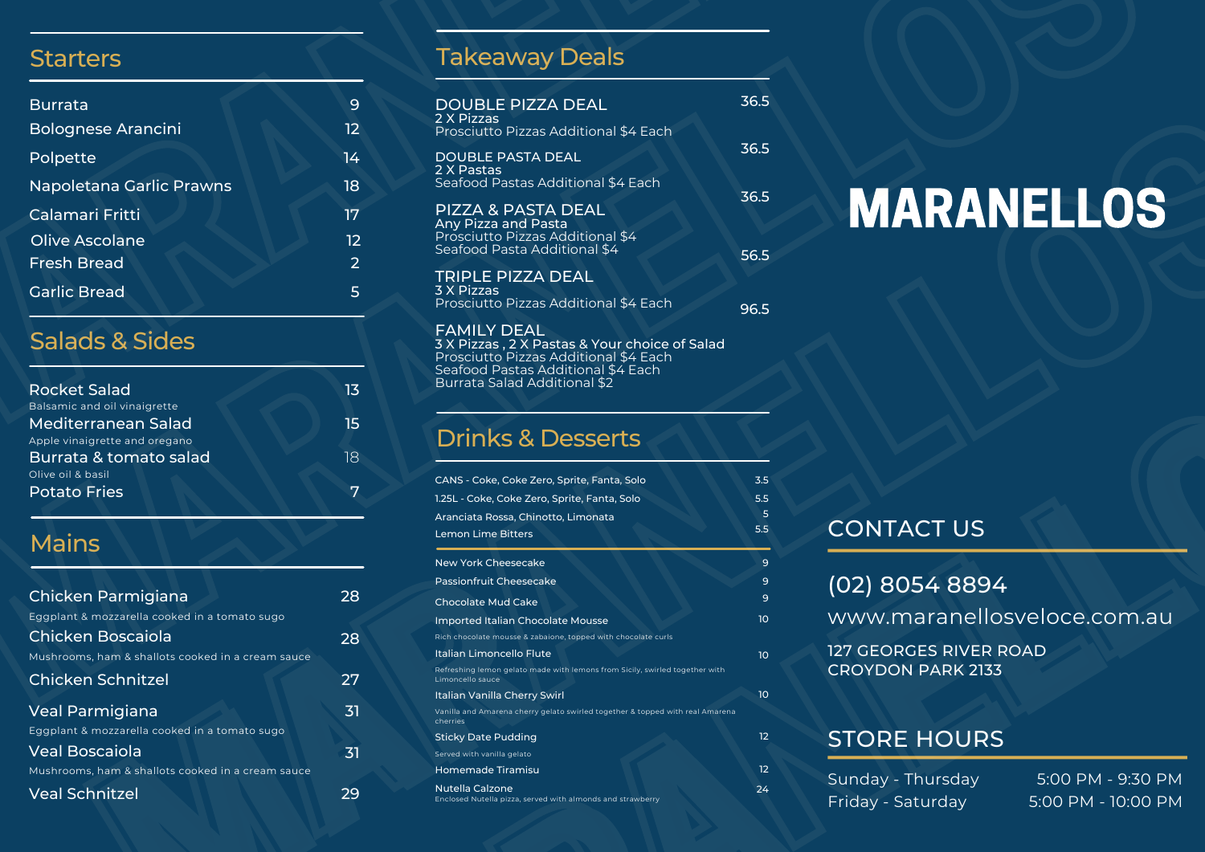## Starters

| Item | Price |
|---|---|
| Burrata | 9 |
| Bolognese Arancini | 12 |
| Polpette | 14 |
| Napoletana Garlic Prawns | 18 |
| Calamari Fritti | 17 |
| Olive Ascolane | 12 |
| Fresh Bread | 2 |
| Garlic Bread | 5 |

## Salads & Sides

| Item | Price |
|---|---|
| Rocket Salad<br>Balsamic and oil vinaigrette | 13 |
| Mediterranean Salad<br>Apple vinaigrette and oregano | 15 |
| Burrata & tomato salad<br>Olive oil & basil | 18 |
| Potato Fries | 7 |

## Mains

| Item | Price |
|---|---|
| Chicken Parmigiana<br>Eggplant & mozzarella cooked in a tomato sugo | 28 |
| Chicken Boscaiola<br>Mushrooms, ham & shallots cooked in a cream sauce | 28 |
| Chicken Schnitzel | 27 |
| Veal Parmigiana<br>Eggplant & mozzarella cooked in a tomato sugo | 31 |
| Veal Boscaiola<br>Mushrooms, ham & shallots cooked in a cream sauce | 31 |
| Veal Schnitzel | 29 |

## Takeaway Deals

| Deal | Price |
|---|---|
| DOUBLE PIZZA DEAL<br>2 X Pizzas<br>Prosciutto Pizzas Additional $4 Each | 36.5 |
| DOUBLE PASTA DEAL<br>2 X Pastas<br>Seafood Pastas Additional $4 Each | 36.5 |
| PIZZA & PASTA DEAL<br>Any Pizza and Pasta<br>Prosciutto Pizzas Additional $4<br>Seafood Pasta Additional $4 | 36.5 |
| TRIPLE PIZZA DEAL<br>3 X Pizzas<br>Prosciutto Pizzas Additional $4 Each | 56.5 |
| FAMILY DEAL<br>3 X Pizzas , 2 X Pastas & Your choice of Salad<br>Prosciutto Pizzas Additional $4 Each<br>Seafood Pastas Additional $4 Each<br>Burrata Salad Additional $2 | 96.5 |

## Drinks & Desserts

| Item | Price |
|---|---|
| CANS - Coke, Coke Zero, Sprite, Fanta, Solo | 3.5 |
| 1.25L - Coke, Coke Zero, Sprite, Fanta, Solo | 5.5 |
| Aranciata Rossa, Chinotto, Limonata | 5 |
| Lemon Lime Bitters | 5.5 |

| Item | Price |
|---|---|
| New York Cheesecake | 9 |
| Passionfruit Cheesecake | 9 |
| Chocolate Mud Cake | 9 |
| Imported Italian Chocolate Mousse<br>Rich chocolate mousse & zabaione, topped with chocolate curls | 10 |
| Italian Limoncello Flute<br>Refreshing lemon gelato made with lemons from Sicily, swirled together with Limoncello sauce | 10 |
| Italian Vanilla Cherry Swirl<br>Vanilla and Amarena cherry gelato swirled together & topped with real Amarena cherries | 10 |
| Sticky Date Pudding<br>Served with vanilla gelato | 12 |
| Homemade Tiramisu | 12 |
| Nutella Calzone<br>Enclosed Nutella pizza, served with almonds and strawberry | 24 |

# MARANELLOS

## CONTACT US

(02) 8054 8894

www.maranellosveloce.com.au

127 GEORGES RIVER ROAD
CROYDON PARK 2133

## STORE HOURS

| Days | Hours |
|---|---|
| Sunday - Thursday | 5:00 PM - 9:30 PM |
| Friday - Saturday | 5:00 PM - 10:00 PM |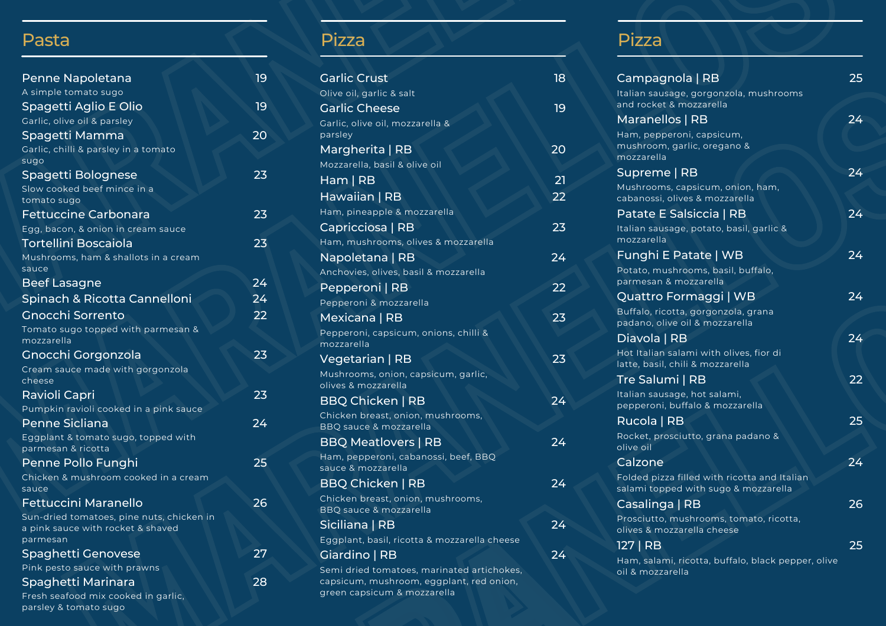## Pasta

**Penne Napoletana** — 19
A simple tomato sugo

**Spagetti Aglio E Olio** — 19
Garlic, olive oil & parsley

**Spagetti Mamma** — 20
Garlic, chilli & parsley in a tomato sugo

**Spagetti Bolognese** — 23
Slow cooked beef mince in a tomato sugo

**Fettuccine Carbonara** — 23
Egg, bacon, & onion in cream sauce

**Tortellini Boscaiola** — 23
Mushrooms, ham & shallots in a cream sauce

**Beef Lasagne** — 24

**Spinach & Ricotta Cannelloni** — 24

**Gnocchi Sorrento** — 22
Tomato sugo topped with parmesan & mozzarella

**Gnocchi Gorgonzola** — 23
Cream sauce made with gorgonzola cheese

**Ravioli Capri** — 23
Pumpkin ravioli cooked in a pink sauce

**Penne Sicliana** — 24
Eggplant & tomato sugo, topped with parmesan & ricotta

**Penne Pollo Funghi** — 25
Chicken & mushroom cooked in a cream sauce

**Fettuccini Maranello** — 26
Sun-dried tomatoes, pine nuts, chicken in a pink sauce with rocket & shaved parmesan

**Spaghetti Genovese** — 27
Pink pesto sauce with prawns

**Spaghetti Marinara** — 28
Fresh seafood mix cooked in garlic, parsley & tomato sugo

## Pizza

**Garlic Crust** — 18
Olive oil, garlic & salt

**Garlic Cheese** — 19
Garlic, olive oil, mozzarella & parsley

**Margherita | RB** — 20
Mozzarella, basil & olive oil

**Ham | RB** — 21

**Hawaiian | RB** — 22
Ham, pineapple & mozzarella

**Capricciosa | RB** — 23
Ham, mushrooms, olives & mozzarella

**Napoletana | RB** — 24
Anchovies, olives, basil & mozzarella

**Pepperoni | RB** — 22
Pepperoni & mozzarella

**Mexicana | RB** — 23
Pepperoni, capsicum, onions, chilli & mozzarella

**Vegetarian | RB** — 23
Mushrooms, onion, capsicum, garlic, olives & mozzarella

**BBQ Chicken | RB** — 24
Chicken breast, onion, mushrooms, BBQ sauce & mozzarella

**BBQ Meatlovers | RB** — 24
Ham, pepperoni, cabanossi, beef, BBQ sauce & mozzarella

**BBQ Chicken | RB** — 24
Chicken breast, onion, mushrooms, BBQ sauce & mozzarella

**Siciliana | RB** — 24
Eggplant, basil, ricotta & mozzarella cheese

**Giardino | RB** — 24
Semi dried tomatoes, marinated artichokes, capsicum, mushroom, eggplant, red onion, green capsicum & mozzarella

## Pizza

**Campagnola | RB** — 25
Italian sausage, gorgonzola, mushrooms and rocket & mozzarella

**Maranellos | RB** — 24
Ham, pepperoni, capsicum, mushroom, garlic, oregano & mozzarella

**Supreme | RB** — 24
Mushrooms, capsicum, onion, ham, cabanossi, olives & mozzarella

**Patate E Salsiccia | RB** — 24
Italian sausage, potato, basil, garlic & mozzarella

**Funghi E Patate | WB** — 24
Potato, mushrooms, basil, buffalo, parmesan & mozzarella

**Quattro Formaggi | WB** — 24
Buffalo, ricotta, gorgonzola, grana padano, olive oil & mozzarella

**Diavola | RB** — 24
Hot Italian salami with olives, fior di latte, basil, chili & mozzarella

**Tre Salumi | RB** — 22
Italian sausage, hot salami, pepperoni, buffalo & mozzarella

**Rucola | RB** — 25
Rocket, prosciutto, grana padano & olive oil

**Calzone** — 24
Folded pizza filled with ricotta and Italian salami topped with sugo & mozzarella

**Casalinga | RB** — 26
Prosciutto, mushrooms, tomato, ricotta, olives & mozzarella cheese

**127 | RB** — 25
Ham, salami, ricotta, buffalo, black pepper, olive oil & mozzarella